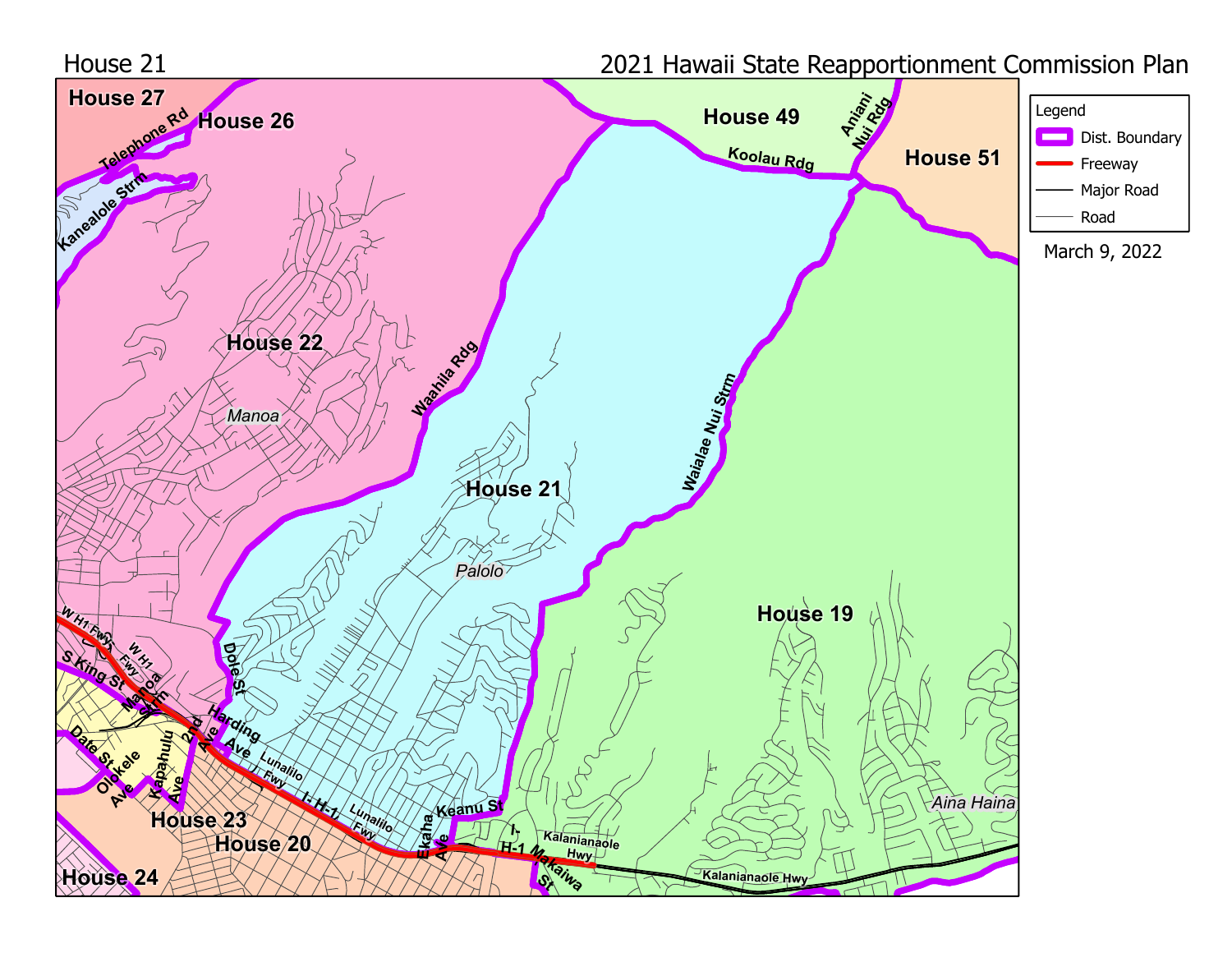House 21

2021 Hawaii State Reapportionment Commission Plan

Legend
- Dist. Boundary
- Freeway
- Major Road
- Road

March 9, 2022

House 27
House 26
House 49
House 51
House 22
House 21
House 19
House 23
House 20
House 24

Manoa
Palolo
Aina Haina

Telephone Rd
Kanealole Strm
Aniani Nui Rdg
Koolau Rdg
Waahila Rdg
Waialae Nui Strm
W H1 Fwy
S King St
Manoa Strm
Dole St
Harding Ave
2nd Ave
Date St
Olokele Ave
Kapahulu Ave
Lunalilo Fwy
I- H-1
Ekaha Ave
Keanu St
Kalanianaole Hwy
Makaiwa St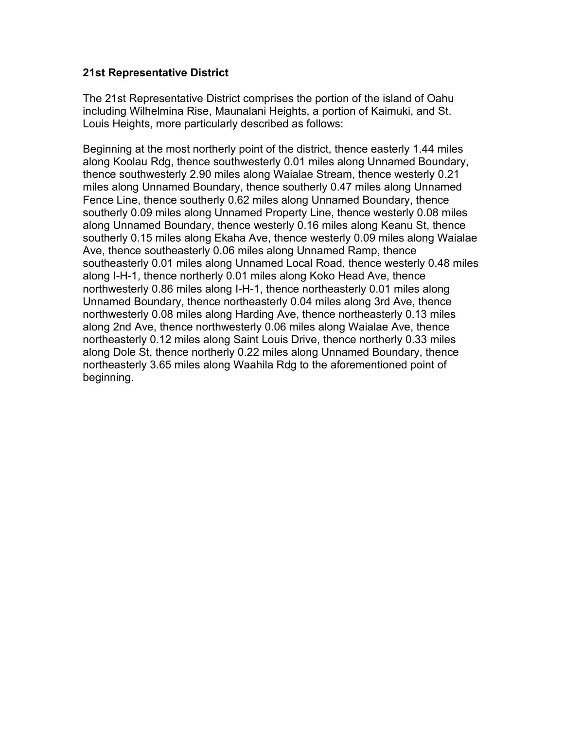**21st Representative District**

The 21st Representative District comprises the portion of the island of Oahu including Wilhelmina Rise, Maunalani Heights, a portion of Kaimuki, and St. Louis Heights, more particularly described as follows:

Beginning at the most northerly point of the district, thence easterly 1.44 miles along Koolau Rdg, thence southwesterly 0.01 miles along Unnamed Boundary, thence southwesterly 2.90 miles along Waialae Stream, thence westerly 0.21 miles along Unnamed Boundary, thence southerly 0.47 miles along Unnamed Fence Line, thence southerly 0.62 miles along Unnamed Boundary, thence southerly 0.09 miles along Unnamed Property Line, thence westerly 0.08 miles along Unnamed Boundary, thence westerly 0.16 miles along Keanu St, thence southerly 0.15 miles along Ekaha Ave, thence westerly 0.09 miles along Waialae Ave, thence southeasterly 0.06 miles along Unnamed Ramp, thence southeasterly 0.01 miles along Unnamed Local Road, thence westerly 0.48 miles along I-H-1, thence northerly 0.01 miles along Koko Head Ave, thence northwesterly 0.86 miles along I-H-1, thence northeasterly 0.01 miles along Unnamed Boundary, thence northeasterly 0.04 miles along 3rd Ave, thence northwesterly 0.08 miles along Harding Ave, thence northeasterly 0.13 miles along 2nd Ave, thence northwesterly 0.06 miles along Waialae Ave, thence northeasterly 0.12 miles along Saint Louis Drive, thence northerly 0.33 miles along Dole St, thence northerly 0.22 miles along Unnamed Boundary, thence northeasterly 3.65 miles along Waahila Rdg to the aforementioned point of beginning.